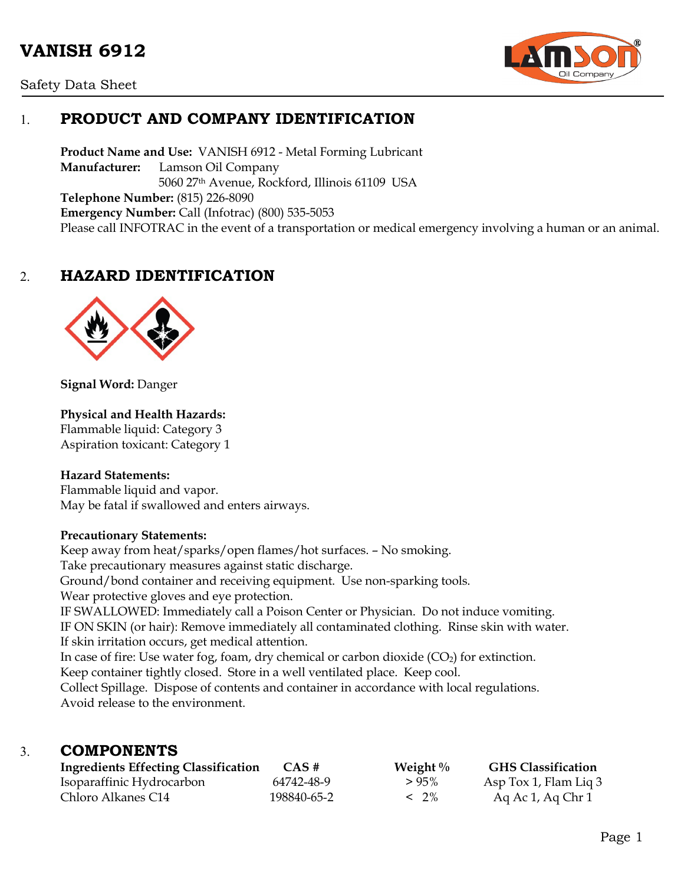# VANISH 6912

Safety Data Sheet

## 1. PRODUCT AND COMPANY IDENTIFICATION

**Product Name and Use:** VANISH 6912 - Metal Forming Lubricant
**Manufacturer:** Lamson Oil Company
5060 27th Avenue, Rockford, Illinois 61109 USA
**Telephone Number:** (815) 226-8090
**Emergency Number:** Call (Infotrac) (800) 535-5053
Please call INFOTRAC in the event of a transportation or medical emergency involving a human or an animal.

## 2. HAZARD IDENTIFICATION

**Signal Word:** Danger

**Physical and Health Hazards:**
Flammable liquid: Category 3
Aspiration toxicant: Category 1

**Hazard Statements:**
Flammable liquid and vapor.
May be fatal if swallowed and enters airways.

**Precautionary Statements:**
Keep away from heat/sparks/open flames/hot surfaces. – No smoking.
Take precautionary measures against static discharge.
Ground/bond container and receiving equipment. Use non-sparking tools.
Wear protective gloves and eye protection.
IF SWALLOWED: Immediately call a Poison Center or Physician. Do not induce vomiting.
IF ON SKIN (or hair): Remove immediately all contaminated clothing. Rinse skin with water.
If skin irritation occurs, get medical attention.
In case of fire: Use water fog, foam, dry chemical or carbon dioxide ($CO_2$) for extinction.
Keep container tightly closed. Store in a well ventilated place. Keep cool.
Collect Spillage. Dispose of contents and container in accordance with local regulations.
Avoid release to the environment.

## 3. COMPONENTS

| Ingredients Effecting Classification | CAS # | Weight % | GHS Classification |
|---|---|---|---|
| Isoparaffinic Hydrocarbon | 64742-48-9 | > 95% | Asp Tox 1, Flam Liq 3 |
| Chloro Alkanes C14 | 198840-65-2 | < 2% | Aq Ac 1, Aq Chr 1 |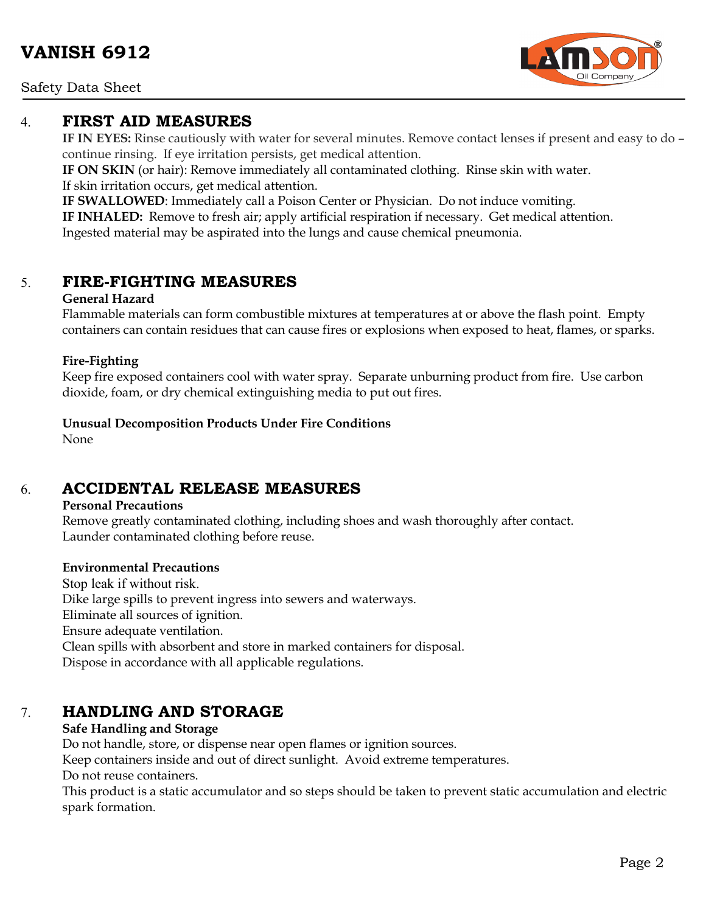## 4. FIRST AID MEASURES

**IF IN EYES:** Rinse cautiously with water for several minutes. Remove contact lenses if present and easy to do – continue rinsing. If eye irritation persists, get medical attention.
**IF ON SKIN** (or hair): Remove immediately all contaminated clothing. Rinse skin with water.
If skin irritation occurs, get medical attention.
**IF SWALLOWED**: Immediately call a Poison Center or Physician. Do not induce vomiting.
**IF INHALED:** Remove to fresh air; apply artificial respiration if necessary. Get medical attention.
Ingested material may be aspirated into the lungs and cause chemical pneumonia.

## 5. FIRE-FIGHTING MEASURES

**General Hazard**

Flammable materials can form combustible mixtures at temperatures at or above the flash point. Empty containers can contain residues that can cause fires or explosions when exposed to heat, flames, or sparks.

**Fire-Fighting**

Keep fire exposed containers cool with water spray. Separate unburning product from fire. Use carbon dioxide, foam, or dry chemical extinguishing media to put out fires.

**Unusual Decomposition Products Under Fire Conditions**

None

## 6. ACCIDENTAL RELEASE MEASURES

**Personal Precautions**

Remove greatly contaminated clothing, including shoes and wash thoroughly after contact.
Launder contaminated clothing before reuse.

**Environmental Precautions**

Stop leak if without risk.
Dike large spills to prevent ingress into sewers and waterways.
Eliminate all sources of ignition.
Ensure adequate ventilation.
Clean spills with absorbent and store in marked containers for disposal.
Dispose in accordance with all applicable regulations.

## 7. HANDLING AND STORAGE

**Safe Handling and Storage**

Do not handle, store, or dispense near open flames or ignition sources.
Keep containers inside and out of direct sunlight. Avoid extreme temperatures.
Do not reuse containers.
This product is a static accumulator and so steps should be taken to prevent static accumulation and electric spark formation.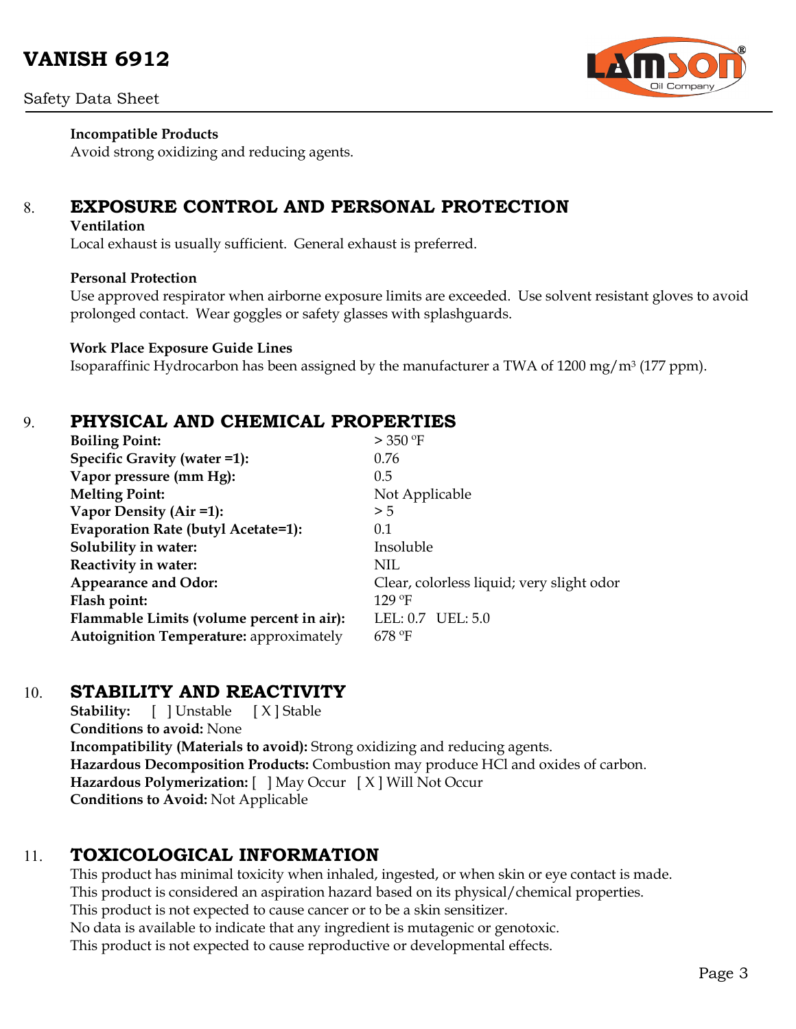**Incompatible Products**
Avoid strong oxidizing and reducing agents.

## 8. EXPOSURE CONTROL AND PERSONAL PROTECTION

**Ventilation**
Local exhaust is usually sufficient. General exhaust is preferred.

**Personal Protection**
Use approved respirator when airborne exposure limits are exceeded. Use solvent resistant gloves to avoid prolonged contact. Wear goggles or safety glasses with splashguards.

**Work Place Exposure Guide Lines**
Isoparaffinic Hydrocarbon has been assigned by the manufacturer a TWA of 1200 mg/m$^3$ (177 ppm).

## 9. PHYSICAL AND CHEMICAL PROPERTIES

| | |
|---|---|
| **Boiling Point:** | > 350 ºF |
| **Specific Gravity (water =1):** | 0.76 |
| **Vapor pressure (mm Hg):** | 0.5 |
| **Melting Point:** | Not Applicable |
| **Vapor Density (Air =1):** | > 5 |
| **Evaporation Rate (butyl Acetate=1):** | 0.1 |
| **Solubility in water:** | Insoluble |
| **Reactivity in water:** | NIL |
| **Appearance and Odor:** | Clear, colorless liquid; very slight odor |
| **Flash point:** | 129 ºF |
| **Flammable Limits (volume percent in air):** | LEL: 0.7 UEL: 5.0 |
| **Autoignition Temperature:** approximately | 678 ºF |

## 10. STABILITY AND REACTIVITY

**Stability:** [ ] Unstable [ X ] Stable
**Conditions to avoid:** None
**Incompatibility (Materials to avoid):** Strong oxidizing and reducing agents.
**Hazardous Decomposition Products:** Combustion may produce HCl and oxides of carbon.
**Hazardous Polymerization:** [ ] May Occur [ X ] Will Not Occur
**Conditions to Avoid:** Not Applicable

## 11. TOXICOLOGICAL INFORMATION

This product has minimal toxicity when inhaled, ingested, or when skin or eye contact is made.
This product is considered an aspiration hazard based on its physical/chemical properties.
This product is not expected to cause cancer or to be a skin sensitizer.
No data is available to indicate that any ingredient is mutagenic or genotoxic.
This product is not expected to cause reproductive or developmental effects.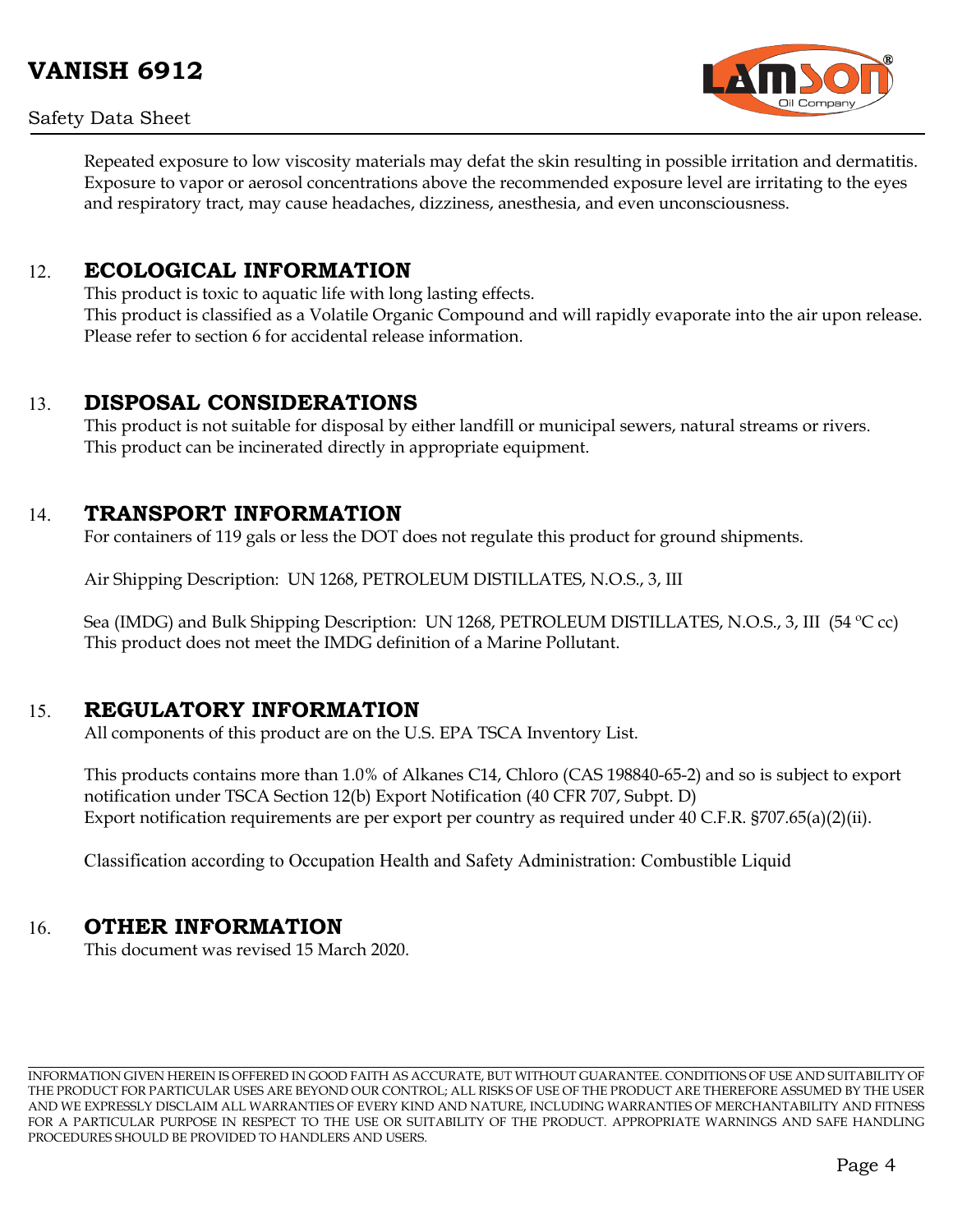Repeated exposure to low viscosity materials may defat the skin resulting in possible irritation and dermatitis. Exposure to vapor or aerosol concentrations above the recommended exposure level are irritating to the eyes and respiratory tract, may cause headaches, dizziness, anesthesia, and even unconsciousness.

## 12. ECOLOGICAL INFORMATION

This product is toxic to aquatic life with long lasting effects.
This product is classified as a Volatile Organic Compound and will rapidly evaporate into the air upon release.
Please refer to section 6 for accidental release information.

## 13. DISPOSAL CONSIDERATIONS

This product is not suitable for disposal by either landfill or municipal sewers, natural streams or rivers.
This product can be incinerated directly in appropriate equipment.

## 14. TRANSPORT INFORMATION

For containers of 119 gals or less the DOT does not regulate this product for ground shipments.

Air Shipping Description: UN 1268, PETROLEUM DISTILLATES, N.O.S., 3, III

Sea (IMDG) and Bulk Shipping Description: UN 1268, PETROLEUM DISTILLATES, N.O.S., 3, III (54 ºC cc)
This product does not meet the IMDG definition of a Marine Pollutant.

## 15. REGULATORY INFORMATION

All components of this product are on the U.S. EPA TSCA Inventory List.

This products contains more than 1.0% of Alkanes C14, Chloro (CAS 198840-65-2) and so is subject to export notification under TSCA Section 12(b) Export Notification (40 CFR 707, Subpt. D)
Export notification requirements are per export per country as required under 40 C.F.R. §707.65(a)(2)(ii).

Classification according to Occupation Health and Safety Administration: Combustible Liquid

## 16. OTHER INFORMATION

This document was revised 15 March 2020.

INFORMATION GIVEN HEREIN IS OFFERED IN GOOD FAITH AS ACCURATE, BUT WITHOUT GUARANTEE. CONDITIONS OF USE AND SUITABILITY OF THE PRODUCT FOR PARTICULAR USES ARE BEYOND OUR CONTROL; ALL RISKS OF USE OF THE PRODUCT ARE THEREFORE ASSUMED BY THE USER AND WE EXPRESSLY DISCLAIM ALL WARRANTIES OF EVERY KIND AND NATURE, INCLUDING WARRANTIES OF MERCHANTABILITY AND FITNESS FOR A PARTICULAR PURPOSE IN RESPECT TO THE USE OR SUITABILITY OF THE PRODUCT. APPROPRIATE WARNINGS AND SAFE HANDLING PROCEDURES SHOULD BE PROVIDED TO HANDLERS AND USERS.